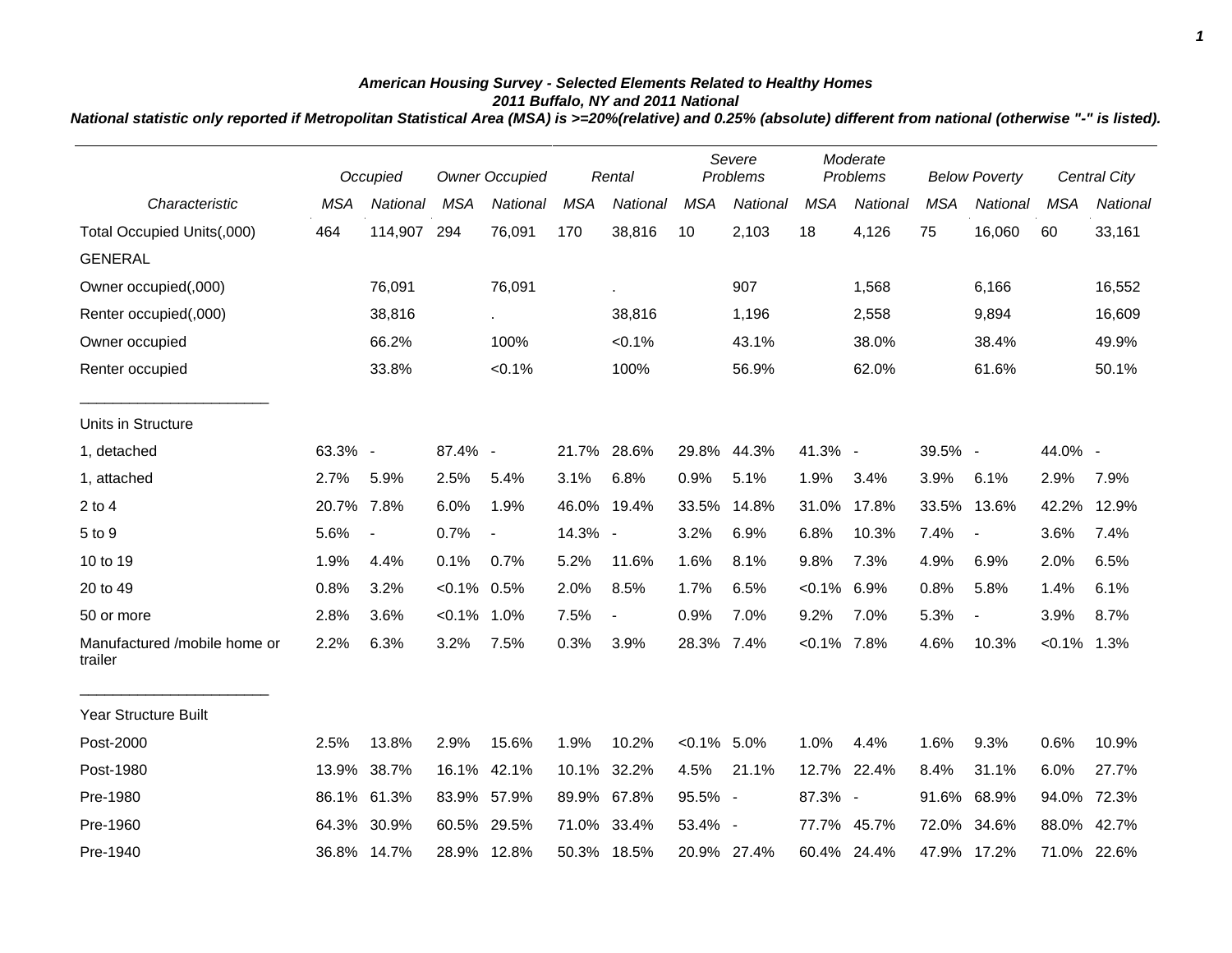***American Housing Survey - Selected Elements Related to Healthy Homes***
***2011 Buffalo, NY and 2011 National***
***National statistic only reported if Metropolitan Statistical Area (MSA) is >=20%(relative) and 0.25% (absolute) different from national (otherwise "-" is listed).***

| | *Occupied* | | *Owner Occupied* | | *Rental* | | *Severe Problems* | | *Moderate Problems* | | *Below Poverty* | | *Central City* | |
|---|---|---|---|---|---|---|---|---|---|---|---|---|---|---|
| *Characteristic* | *MSA* | *National* | *MSA* | *National* | *MSA* | *National* | *MSA* | *National* | *MSA* | *National* | *MSA* | *National* | *MSA* | *National* |
| Total Occupied Units(,000) | 464 | 114,907 | 294 | 76,091 | 170 | 38,816 | 10 | 2,103 | 18 | 4,126 | 75 | 16,060 | 60 | 33,161 |
| GENERAL | | | | | | | | | | | | | | |
| Owner occupied(,000) | | 76,091 | | 76,091 | | . | | 907 | | 1,568 | | 6,166 | | 16,552 |
| Renter occupied(,000) | | 38,816 | | . | | 38,816 | | 1,196 | | 2,558 | | 9,894 | | 16,609 |
| Owner occupied | | 66.2% | | 100% | | <0.1% | | 43.1% | | 38.0% | | 38.4% | | 49.9% |
| Renter occupied | | 33.8% | | <0.1% | | 100% | | 56.9% | | 62.0% | | 61.6% | | 50.1% |
| Units in Structure | | | | | | | | | | | | | | |
| 1, detached | 63.3% | - | 87.4% | - | 21.7% | 28.6% | 29.8% | 44.3% | 41.3% | - | 39.5% | - | 44.0% | - |
| 1, attached | 2.7% | 5.9% | 2.5% | 5.4% | 3.1% | 6.8% | 0.9% | 5.1% | 1.9% | 3.4% | 3.9% | 6.1% | 2.9% | 7.9% |
| 2 to 4 | 20.7% | 7.8% | 6.0% | 1.9% | 46.0% | 19.4% | 33.5% | 14.8% | 31.0% | 17.8% | 33.5% | 13.6% | 42.2% | 12.9% |
| 5 to 9 | 5.6% | - | 0.7% | - | 14.3% | - | 3.2% | 6.9% | 6.8% | 10.3% | 7.4% | - | 3.6% | 7.4% |
| 10 to 19 | 1.9% | 4.4% | 0.1% | 0.7% | 5.2% | 11.6% | 1.6% | 8.1% | 9.8% | 7.3% | 4.9% | 6.9% | 2.0% | 6.5% |
| 20 to 49 | 0.8% | 3.2% | <0.1% | 0.5% | 2.0% | 8.5% | 1.7% | 6.5% | <0.1% | 6.9% | 0.8% | 5.8% | 1.4% | 6.1% |
| 50 or more | 2.8% | 3.6% | <0.1% | 1.0% | 7.5% | - | 0.9% | 7.0% | 9.2% | 7.0% | 5.3% | - | 3.9% | 8.7% |
| Manufactured /mobile home or trailer | 2.2% | 6.3% | 3.2% | 7.5% | 0.3% | 3.9% | 28.3% | 7.4% | <0.1% | 7.8% | 4.6% | 10.3% | <0.1% | 1.3% |
| Year Structure Built | | | | | | | | | | | | | | |
| Post-2000 | 2.5% | 13.8% | 2.9% | 15.6% | 1.9% | 10.2% | <0.1% | 5.0% | 1.0% | 4.4% | 1.6% | 9.3% | 0.6% | 10.9% |
| Post-1980 | 13.9% | 38.7% | 16.1% | 42.1% | 10.1% | 32.2% | 4.5% | 21.1% | 12.7% | 22.4% | 8.4% | 31.1% | 6.0% | 27.7% |
| Pre-1980 | 86.1% | 61.3% | 83.9% | 57.9% | 89.9% | 67.8% | 95.5% | - | 87.3% | - | 91.6% | 68.9% | 94.0% | 72.3% |
| Pre-1960 | 64.3% | 30.9% | 60.5% | 29.5% | 71.0% | 33.4% | 53.4% | - | 77.7% | 45.7% | 72.0% | 34.6% | 88.0% | 42.7% |
| Pre-1940 | 36.8% | 14.7% | 28.9% | 12.8% | 50.3% | 18.5% | 20.9% | 27.4% | 60.4% | 24.4% | 47.9% | 17.2% | 71.0% | 22.6% |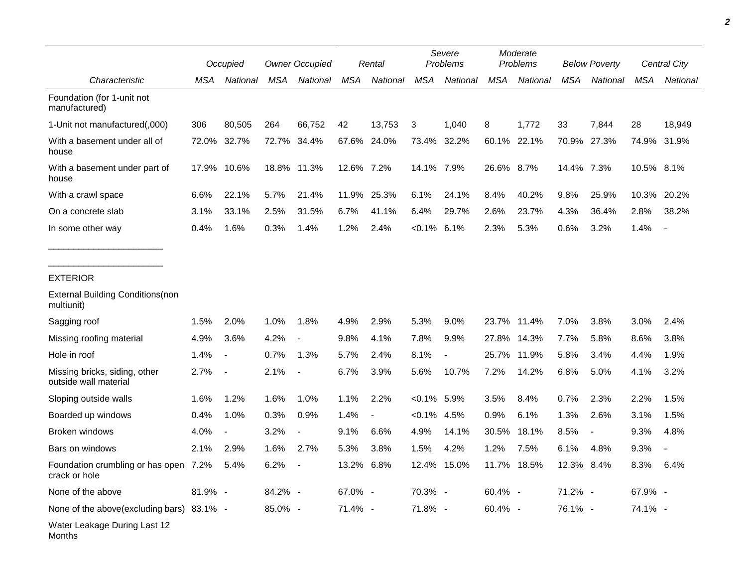| Characteristic | Occupied | | Owner Occupied | | Rental | | Severe Problems | | Moderate Problems | | Below Poverty | | Central City | |
|---|---|---|---|---|---|---|---|---|---|---|---|---|---|---|
| | MSA | National | MSA | National | MSA | National | MSA | National | MSA | National | MSA | National | MSA | National |
| Foundation (for 1-unit not manufactured) | | | | | | | | | | | | | | |
| 1-Unit not manufactured(,000) | 306 | 80,505 | 264 | 66,752 | 42 | 13,753 | 3 | 1,040 | 8 | 1,772 | 33 | 7,844 | 28 | 18,949 |
| With a basement under all of house | 72.0% | 32.7% | 72.7% | 34.4% | 67.6% | 24.0% | 73.4% | 32.2% | 60.1% | 22.1% | 70.9% | 27.3% | 74.9% | 31.9% |
| With a basement under part of house | 17.9% | 10.6% | 18.8% | 11.3% | 12.6% | 7.2% | 14.1% | 7.9% | 26.6% | 8.7% | 14.4% | 7.3% | 10.5% | 8.1% |
| With a crawl space | 6.6% | 22.1% | 5.7% | 21.4% | 11.9% | 25.3% | 6.1% | 24.1% | 8.4% | 40.2% | 9.8% | 25.9% | 10.3% | 20.2% |
| On a concrete slab | 3.1% | 33.1% | 2.5% | 31.5% | 6.7% | 41.1% | 6.4% | 29.7% | 2.6% | 23.7% | 4.3% | 36.4% | 2.8% | 38.2% |
| In some other way | 0.4% | 1.6% | 0.3% | 1.4% | 1.2% | 2.4% | <0.1% | 6.1% | 2.3% | 5.3% | 0.6% | 3.2% | 1.4% | - |
| EXTERIOR | | | | | | | | | | | | | | |
| External Building Conditions(non multiunit) | | | | | | | | | | | | | | |
| Sagging roof | 1.5% | 2.0% | 1.0% | 1.8% | 4.9% | 2.9% | 5.3% | 9.0% | 23.7% | 11.4% | 7.0% | 3.8% | 3.0% | 2.4% |
| Missing roofing material | 4.9% | 3.6% | 4.2% | - | 9.8% | 4.1% | 7.8% | 9.9% | 27.8% | 14.3% | 7.7% | 5.8% | 8.6% | 3.8% |
| Hole in roof | 1.4% | - | 0.7% | 1.3% | 5.7% | 2.4% | 8.1% | - | 25.7% | 11.9% | 5.8% | 3.4% | 4.4% | 1.9% |
| Missing bricks, siding, other outside wall material | 2.7% | - | 2.1% | - | 6.7% | 3.9% | 5.6% | 10.7% | 7.2% | 14.2% | 6.8% | 5.0% | 4.1% | 3.2% |
| Sloping outside walls | 1.6% | 1.2% | 1.6% | 1.0% | 1.1% | 2.2% | <0.1% | 5.9% | 3.5% | 8.4% | 0.7% | 2.3% | 2.2% | 1.5% |
| Boarded up windows | 0.4% | 1.0% | 0.3% | 0.9% | 1.4% | - | <0.1% | 4.5% | 0.9% | 6.1% | 1.3% | 2.6% | 3.1% | 1.5% |
| Broken windows | 4.0% | - | 3.2% | - | 9.1% | 6.6% | 4.9% | 14.1% | 30.5% | 18.1% | 8.5% | - | 9.3% | 4.8% |
| Bars on windows | 2.1% | 2.9% | 1.6% | 2.7% | 5.3% | 3.8% | 1.5% | 4.2% | 1.2% | 7.5% | 6.1% | 4.8% | 9.3% | - |
| Foundation crumbling or has open crack or hole | 7.2% | 5.4% | 6.2% | - | 13.2% | 6.8% | 12.4% | 15.0% | 11.7% | 18.5% | 12.3% | 8.4% | 8.3% | 6.4% |
| None of the above | 81.9% | - | 84.2% | - | 67.0% | - | 70.3% | - | 60.4% | - | 71.2% | - | 67.9% | - |
| None of the above(excluding bars) | 83.1% | - | 85.0% | - | 71.4% | - | 71.8% | - | 60.4% | - | 76.1% | - | 74.1% | - |
| Water Leakage During Last 12 Months | | | | | | | | | | | | | | |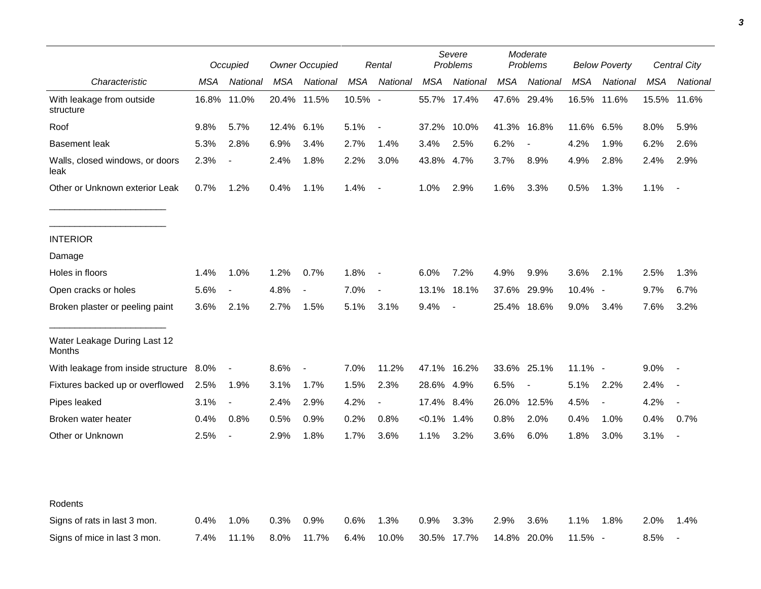| Characteristic | Occupied | | Owner Occupied | | Rental | | Severe Problems | | Moderate Problems | | Below Poverty | | Central City | |
|---|---|---|---|---|---|---|---|---|---|---|---|---|---|---|
| | MSA | National | MSA | National | MSA | National | MSA | National | MSA | National | MSA | National | MSA | National |
| With leakage from outside structure | 16.8% | 11.0% | 20.4% | 11.5% | 10.5% | - | 55.7% | 17.4% | 47.6% | 29.4% | 16.5% | 11.6% | 15.5% | 11.6% |
| Roof | 9.8% | 5.7% | 12.4% | 6.1% | 5.1% | - | 37.2% | 10.0% | 41.3% | 16.8% | 11.6% | 6.5% | 8.0% | 5.9% |
| Basement leak | 5.3% | 2.8% | 6.9% | 3.4% | 2.7% | 1.4% | 3.4% | 2.5% | 6.2% | - | 4.2% | 1.9% | 6.2% | 2.6% |
| Walls, closed windows, or doors leak | 2.3% | - | 2.4% | 1.8% | 2.2% | 3.0% | 43.8% | 4.7% | 3.7% | 8.9% | 4.9% | 2.8% | 2.4% | 2.9% |
| Other or Unknown exterior Leak | 0.7% | 1.2% | 0.4% | 1.1% | 1.4% | - | 1.0% | 2.9% | 1.6% | 3.3% | 0.5% | 1.3% | 1.1% | - |
| INTERIOR | | | | | | | | | | | | | | |
| Damage | | | | | | | | | | | | | | |
| Holes in floors | 1.4% | 1.0% | 1.2% | 0.7% | 1.8% | - | 6.0% | 7.2% | 4.9% | 9.9% | 3.6% | 2.1% | 2.5% | 1.3% |
| Open cracks or holes | 5.6% | - | 4.8% | - | 7.0% | - | 13.1% | 18.1% | 37.6% | 29.9% | 10.4% | - | 9.7% | 6.7% |
| Broken plaster or peeling paint | 3.6% | 2.1% | 2.7% | 1.5% | 5.1% | 3.1% | 9.4% | - | 25.4% | 18.6% | 9.0% | 3.4% | 7.6% | 3.2% |
| Water Leakage During Last 12 Months | | | | | | | | | | | | | | |
| With leakage from inside structure | 8.0% | - | 8.6% | - | 7.0% | 11.2% | 47.1% | 16.2% | 33.6% | 25.1% | 11.1% | - | 9.0% | - |
| Fixtures backed up or overflowed | 2.5% | 1.9% | 3.1% | 1.7% | 1.5% | 2.3% | 28.6% | 4.9% | 6.5% | - | 5.1% | 2.2% | 2.4% | - |
| Pipes leaked | 3.1% | - | 2.4% | 2.9% | 4.2% | - | 17.4% | 8.4% | 26.0% | 12.5% | 4.5% | - | 4.2% | - |
| Broken water heater | 0.4% | 0.8% | 0.5% | 0.9% | 0.2% | 0.8% | <0.1% | 1.4% | 0.8% | 2.0% | 0.4% | 1.0% | 0.4% | 0.7% |
| Other or Unknown | 2.5% | - | 2.9% | 1.8% | 1.7% | 3.6% | 1.1% | 3.2% | 3.6% | 6.0% | 1.8% | 3.0% | 3.1% | - |
| Rodents | | | | | | | | | | | | | | |
| Signs of rats in last 3 mon. | 0.4% | 1.0% | 0.3% | 0.9% | 0.6% | 1.3% | 0.9% | 3.3% | 2.9% | 3.6% | 1.1% | 1.8% | 2.0% | 1.4% |
| Signs of mice in last 3 mon. | 7.4% | 11.1% | 8.0% | 11.7% | 6.4% | 10.0% | 30.5% | 17.7% | 14.8% | 20.0% | 11.5% | - | 8.5% | - |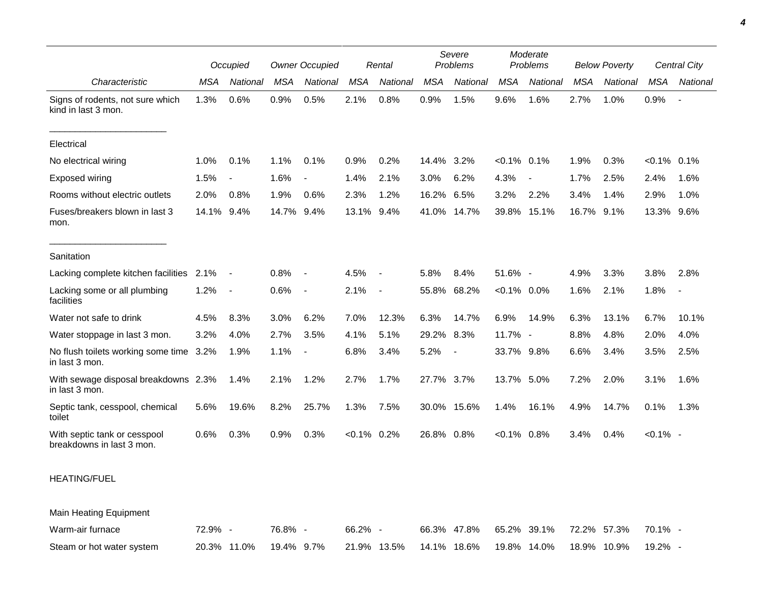| Characteristic | Occupied | | Owner Occupied | | Rental | | Severe Problems | | Moderate Problems | | Below Poverty | | Central City | |
|---|---|---|---|---|---|---|---|---|---|---|---|---|---|---|
| | MSA | National | MSA | National | MSA | National | MSA | National | MSA | National | MSA | National | MSA | National |
| Signs of rodents, not sure which kind in last 3 mon. | 1.3% | 0.6% | 0.9% | 0.5% | 2.1% | 0.8% | 0.9% | 1.5% | 9.6% | 1.6% | 2.7% | 1.0% | 0.9% | - |
| Electrical | | | | | | | | | | | | | | |
| No electrical wiring | 1.0% | 0.1% | 1.1% | 0.1% | 0.9% | 0.2% | 14.4% | 3.2% | <0.1% | 0.1% | 1.9% | 0.3% | <0.1% | 0.1% |
| Exposed wiring | 1.5% | - | 1.6% | - | 1.4% | 2.1% | 3.0% | 6.2% | 4.3% | - | 1.7% | 2.5% | 2.4% | 1.6% |
| Rooms without electric outlets | 2.0% | 0.8% | 1.9% | 0.6% | 2.3% | 1.2% | 16.2% | 6.5% | 3.2% | 2.2% | 3.4% | 1.4% | 2.9% | 1.0% |
| Fuses/breakers blown in last 3 mon. | 14.1% | 9.4% | 14.7% | 9.4% | 13.1% | 9.4% | 41.0% | 14.7% | 39.8% | 15.1% | 16.7% | 9.1% | 13.3% | 9.6% |
| Sanitation | | | | | | | | | | | | | | |
| Lacking complete kitchen facilities | 2.1% | - | 0.8% | - | 4.5% | - | 5.8% | 8.4% | 51.6% | - | 4.9% | 3.3% | 3.8% | 2.8% |
| Lacking some or all plumbing facilities | 1.2% | - | 0.6% | - | 2.1% | - | 55.8% | 68.2% | <0.1% | 0.0% | 1.6% | 2.1% | 1.8% | - |
| Water not safe to drink | 4.5% | 8.3% | 3.0% | 6.2% | 7.0% | 12.3% | 6.3% | 14.7% | 6.9% | 14.9% | 6.3% | 13.1% | 6.7% | 10.1% |
| Water stoppage in last 3 mon. | 3.2% | 4.0% | 2.7% | 3.5% | 4.1% | 5.1% | 29.2% | 8.3% | 11.7% | - | 8.8% | 4.8% | 2.0% | 4.0% |
| No flush toilets working some time in last 3 mon. | 3.2% | 1.9% | 1.1% | - | 6.8% | 3.4% | 5.2% | - | 33.7% | 9.8% | 6.6% | 3.4% | 3.5% | 2.5% |
| With sewage disposal breakdowns in last 3 mon. | 2.3% | 1.4% | 2.1% | 1.2% | 2.7% | 1.7% | 27.7% | 3.7% | 13.7% | 5.0% | 7.2% | 2.0% | 3.1% | 1.6% |
| Septic tank, cesspool, chemical toilet | 5.6% | 19.6% | 8.2% | 25.7% | 1.3% | 7.5% | 30.0% | 15.6% | 1.4% | 16.1% | 4.9% | 14.7% | 0.1% | 1.3% |
| With septic tank or cesspool breakdowns in last 3 mon. | 0.6% | 0.3% | 0.9% | 0.3% | <0.1% | 0.2% | 26.8% | 0.8% | <0.1% | 0.8% | 3.4% | 0.4% | <0.1% | - |
| HEATING/FUEL | | | | | | | | | | | | | | |
| Main Heating Equipment | | | | | | | | | | | | | | |
| Warm-air furnace | 72.9% | - | 76.8% | - | 66.2% | - | 66.3% | 47.8% | 65.2% | 39.1% | 72.2% | 57.3% | 70.1% | - |
| Steam or hot water system | 20.3% | 11.0% | 19.4% | 9.7% | 21.9% | 13.5% | 14.1% | 18.6% | 19.8% | 14.0% | 18.9% | 10.9% | 19.2% | - |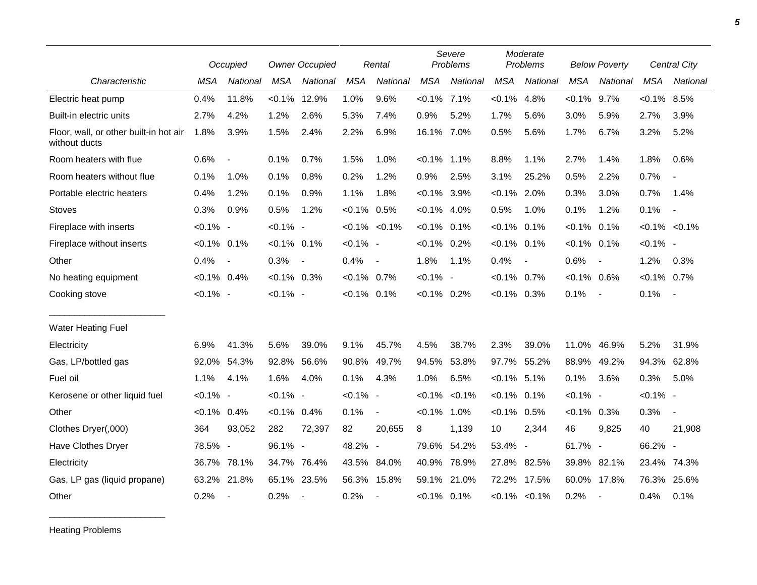| | Occupied | | Owner Occupied | | Rental | | Severe Problems | | Moderate Problems | | Below Poverty | | Central City | |
|---|---|---|---|---|---|---|---|---|---|---|---|---|---|---|
| *Characteristic* | *MSA* | *National* | *MSA* | *National* | *MSA* | *National* | *MSA* | *National* | *MSA* | *National* | *MSA* | *National* | *MSA* | *National* |
| Electric heat pump | 0.4% | 11.8% | <0.1% | 12.9% | 1.0% | 9.6% | <0.1% | 7.1% | <0.1% | 4.8% | <0.1% | 9.7% | <0.1% | 8.5% |
| Built-in electric units | 2.7% | 4.2% | 1.2% | 2.6% | 5.3% | 7.4% | 0.9% | 5.2% | 1.7% | 5.6% | 3.0% | 5.9% | 2.7% | 3.9% |
| Floor, wall, or other built-in hot air without ducts | 1.8% | 3.9% | 1.5% | 2.4% | 2.2% | 6.9% | 16.1% | 7.0% | 0.5% | 5.6% | 1.7% | 6.7% | 3.2% | 5.2% |
| Room heaters with flue | 0.6% | - | 0.1% | 0.7% | 1.5% | 1.0% | <0.1% | 1.1% | 8.8% | 1.1% | 2.7% | 1.4% | 1.8% | 0.6% |
| Room heaters without flue | 0.1% | 1.0% | 0.1% | 0.8% | 0.2% | 1.2% | 0.9% | 2.5% | 3.1% | 25.2% | 0.5% | 2.2% | 0.7% | - |
| Portable electric heaters | 0.4% | 1.2% | 0.1% | 0.9% | 1.1% | 1.8% | <0.1% | 3.9% | <0.1% | 2.0% | 0.3% | 3.0% | 0.7% | 1.4% |
| Stoves | 0.3% | 0.9% | 0.5% | 1.2% | <0.1% | 0.5% | <0.1% | 4.0% | 0.5% | 1.0% | 0.1% | 1.2% | 0.1% | - |
| Fireplace with inserts | <0.1% | - | <0.1% | - | <0.1% | <0.1% | <0.1% | 0.1% | <0.1% | 0.1% | <0.1% | 0.1% | <0.1% | <0.1% |
| Fireplace without inserts | <0.1% | 0.1% | <0.1% | 0.1% | <0.1% | - | <0.1% | 0.2% | <0.1% | 0.1% | <0.1% | 0.1% | <0.1% | - |
| Other | 0.4% | - | 0.3% | - | 0.4% | - | 1.8% | 1.1% | 0.4% | - | 0.6% | - | 1.2% | 0.3% |
| No heating equipment | <0.1% | 0.4% | <0.1% | 0.3% | <0.1% | 0.7% | <0.1% | - | <0.1% | 0.7% | <0.1% | 0.6% | <0.1% | 0.7% |
| Cooking stove | <0.1% | - | <0.1% | - | <0.1% | 0.1% | <0.1% | 0.2% | <0.1% | 0.3% | 0.1% | - | 0.1% | - |
| Water Heating Fuel | | | | | | | | | | | | | | |
| Electricity | 6.9% | 41.3% | 5.6% | 39.0% | 9.1% | 45.7% | 4.5% | 38.7% | 2.3% | 39.0% | 11.0% | 46.9% | 5.2% | 31.9% |
| Gas, LP/bottled gas | 92.0% | 54.3% | 92.8% | 56.6% | 90.8% | 49.7% | 94.5% | 53.8% | 97.7% | 55.2% | 88.9% | 49.2% | 94.3% | 62.8% |
| Fuel oil | 1.1% | 4.1% | 1.6% | 4.0% | 0.1% | 4.3% | 1.0% | 6.5% | <0.1% | 5.1% | 0.1% | 3.6% | 0.3% | 5.0% |
| Kerosene or other liquid fuel | <0.1% | - | <0.1% | - | <0.1% | - | <0.1% | <0.1% | <0.1% | 0.1% | <0.1% | - | <0.1% | - |
| Other | <0.1% | 0.4% | <0.1% | 0.4% | 0.1% | - | <0.1% | 1.0% | <0.1% | 0.5% | <0.1% | 0.3% | 0.3% | - |
| Clothes Dryer(,000) | 364 | 93,052 | 282 | 72,397 | 82 | 20,655 | 8 | 1,139 | 10 | 2,344 | 46 | 9,825 | 40 | 21,908 |
| Have Clothes Dryer | 78.5% | - | 96.1% | - | 48.2% | - | 79.6% | 54.2% | 53.4% | - | 61.7% | - | 66.2% | - |
| Electricity | 36.7% | 78.1% | 34.7% | 76.4% | 43.5% | 84.0% | 40.9% | 78.9% | 27.8% | 82.5% | 39.8% | 82.1% | 23.4% | 74.3% |
| Gas, LP gas (liquid propane) | 63.2% | 21.8% | 65.1% | 23.5% | 56.3% | 15.8% | 59.1% | 21.0% | 72.2% | 17.5% | 60.0% | 17.8% | 76.3% | 25.6% |
| Other | 0.2% | - | 0.2% | - | 0.2% | - | <0.1% | 0.1% | <0.1% | <0.1% | 0.2% | - | 0.4% | 0.1% |

Heating Problems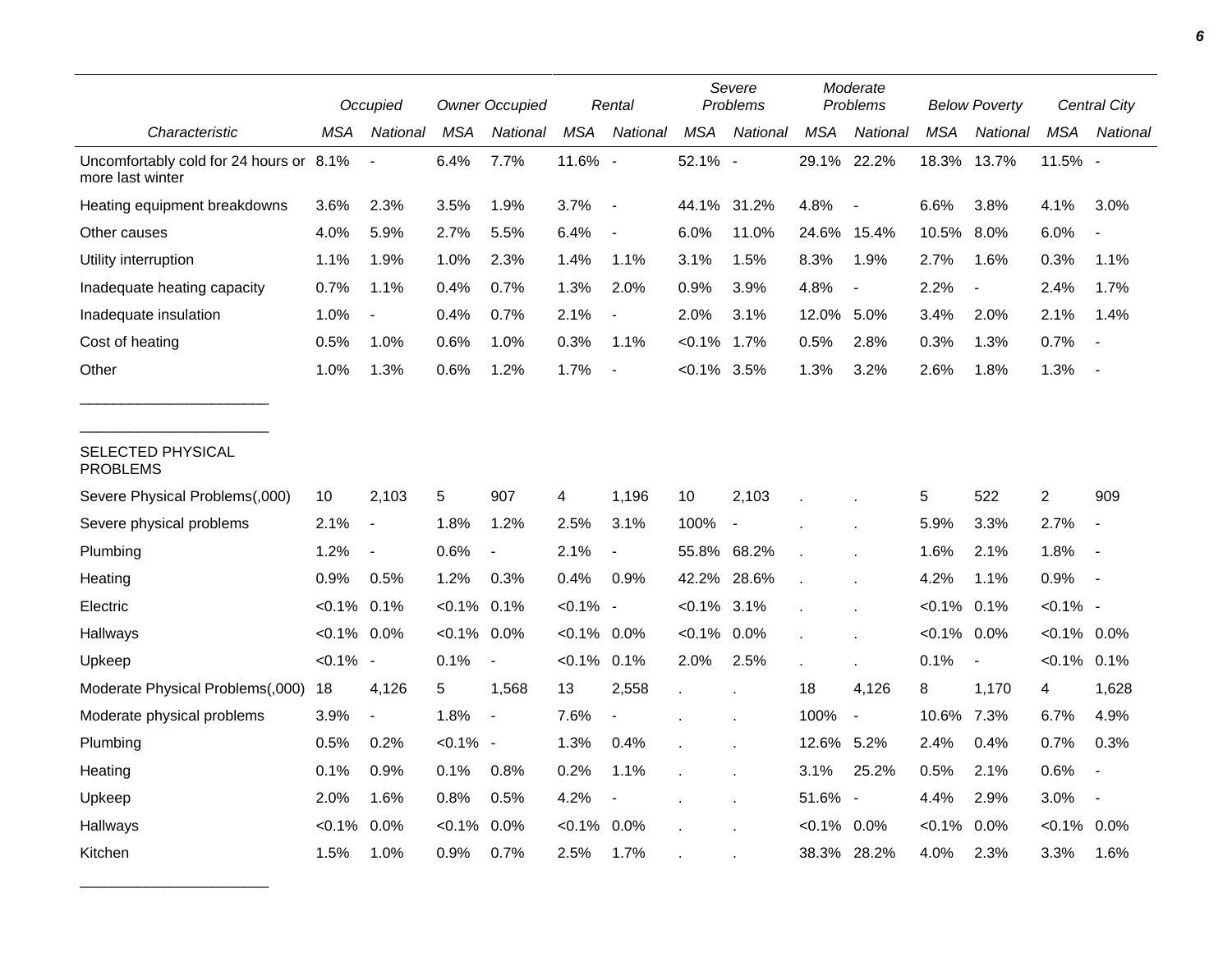| Characteristic | Occupied | | Owner Occupied | | Rental | | Severe Problems | | Moderate Problems | | Below Poverty | | Central City | |
|---|---|---|---|---|---|---|---|---|---|---|---|---|---|---|
| | MSA | National | MSA | National | MSA | National | MSA | National | MSA | National | MSA | National | MSA | National |
| Uncomfortably cold for 24 hours or more last winter | 8.1% | - | 6.4% | 7.7% | 11.6% | - | 52.1% | - | 29.1% | 22.2% | 18.3% | 13.7% | 11.5% | - |
| Heating equipment breakdowns | 3.6% | 2.3% | 3.5% | 1.9% | 3.7% | - | 44.1% | 31.2% | 4.8% | - | 6.6% | 3.8% | 4.1% | 3.0% |
| Other causes | 4.0% | 5.9% | 2.7% | 5.5% | 6.4% | - | 6.0% | 11.0% | 24.6% | 15.4% | 10.5% | 8.0% | 6.0% | - |
| Utility interruption | 1.1% | 1.9% | 1.0% | 2.3% | 1.4% | 1.1% | 3.1% | 1.5% | 8.3% | 1.9% | 2.7% | 1.6% | 0.3% | 1.1% |
| Inadequate heating capacity | 0.7% | 1.1% | 0.4% | 0.7% | 1.3% | 2.0% | 0.9% | 3.9% | 4.8% | - | 2.2% | - | 2.4% | 1.7% |
| Inadequate insulation | 1.0% | - | 0.4% | 0.7% | 2.1% | - | 2.0% | 3.1% | 12.0% | 5.0% | 3.4% | 2.0% | 2.1% | 1.4% |
| Cost of heating | 0.5% | 1.0% | 0.6% | 1.0% | 0.3% | 1.1% | <0.1% | 1.7% | 0.5% | 2.8% | 0.3% | 1.3% | 0.7% | - |
| Other | 1.0% | 1.3% | 0.6% | 1.2% | 1.7% | - | <0.1% | 3.5% | 1.3% | 3.2% | 2.6% | 1.8% | 1.3% | - |
| SELECTED PHYSICAL PROBLEMS | | | | | | | | | | | | | | |
| Severe Physical Problems(,000) | 10 | 2,103 | 5 | 907 | 4 | 1,196 | 10 | 2,103 | . | . | 5 | 522 | 2 | 909 |
| Severe physical problems | 2.1% | - | 1.8% | 1.2% | 2.5% | 3.1% | 100% | - | . | . | 5.9% | 3.3% | 2.7% | - |
| Plumbing | 1.2% | - | 0.6% | - | 2.1% | - | 55.8% | 68.2% | . | . | 1.6% | 2.1% | 1.8% | - |
| Heating | 0.9% | 0.5% | 1.2% | 0.3% | 0.4% | 0.9% | 42.2% | 28.6% | . | . | 4.2% | 1.1% | 0.9% | - |
| Electric | <0.1% | 0.1% | <0.1% | 0.1% | <0.1% | - | <0.1% | 3.1% | . | . | <0.1% | 0.1% | <0.1% | - |
| Hallways | <0.1% | 0.0% | <0.1% | 0.0% | <0.1% | 0.0% | <0.1% | 0.0% | . | . | <0.1% | 0.0% | <0.1% | 0.0% |
| Upkeep | <0.1% | - | 0.1% | - | <0.1% | 0.1% | 2.0% | 2.5% | . | . | 0.1% | - | <0.1% | 0.1% |
| Moderate Physical Problems(,000) | 18 | 4,126 | 5 | 1,568 | 13 | 2,558 | . | . | 18 | 4,126 | 8 | 1,170 | 4 | 1,628 |
| Moderate physical problems | 3.9% | - | 1.8% | - | 7.6% | - | . | . | 100% | - | 10.6% | 7.3% | 6.7% | 4.9% |
| Plumbing | 0.5% | 0.2% | <0.1% | - | 1.3% | 0.4% | . | . | 12.6% | 5.2% | 2.4% | 0.4% | 0.7% | 0.3% |
| Heating | 0.1% | 0.9% | 0.1% | 0.8% | 0.2% | 1.1% | . | . | 3.1% | 25.2% | 0.5% | 2.1% | 0.6% | - |
| Upkeep | 2.0% | 1.6% | 0.8% | 0.5% | 4.2% | - | . | . | 51.6% | - | 4.4% | 2.9% | 3.0% | - |
| Hallways | <0.1% | 0.0% | <0.1% | 0.0% | <0.1% | 0.0% | . | . | <0.1% | 0.0% | <0.1% | 0.0% | <0.1% | 0.0% |
| Kitchen | 1.5% | 1.0% | 0.9% | 0.7% | 2.5% | 1.7% | . | . | 38.3% | 28.2% | 4.0% | 2.3% | 3.3% | 1.6% |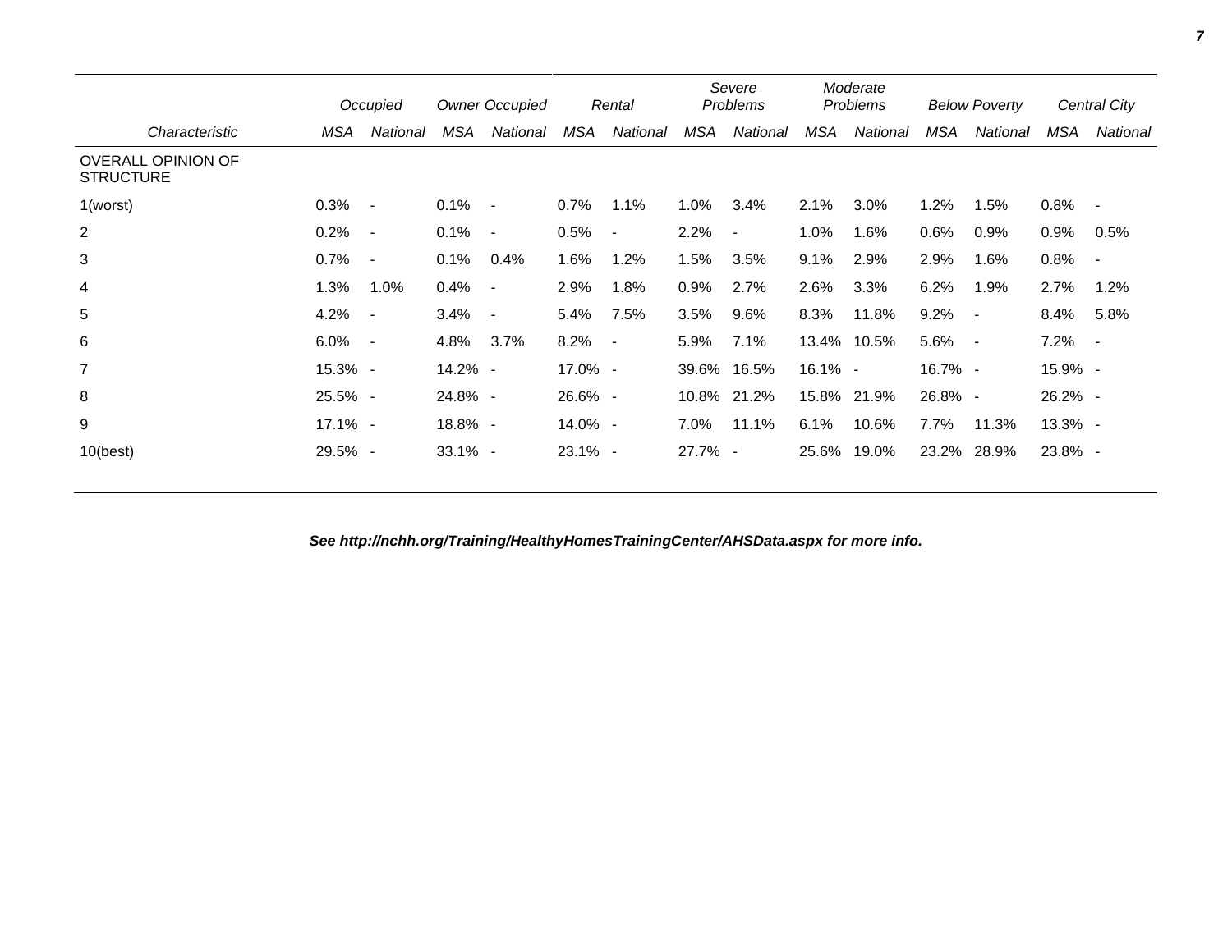| | Occupied | | Owner Occupied | | Rental | | Severe Problems | | Moderate Problems | | Below Poverty | | Central City | |
|---|---|---|---|---|---|---|---|---|---|---|---|---|---|---|
| Characteristic | MSA | National | MSA | National | MSA | National | MSA | National | MSA | National | MSA | National | MSA | National |
| OVERALL OPINION OF STRUCTURE | | | | | | | | | | | | | | |
| 1(worst) | 0.3% | - | 0.1% | - | 0.7% | 1.1% | 1.0% | 3.4% | 2.1% | 3.0% | 1.2% | 1.5% | 0.8% | - |
| 2 | 0.2% | - | 0.1% | - | 0.5% | - | 2.2% | - | 1.0% | 1.6% | 0.6% | 0.9% | 0.9% | 0.5% |
| 3 | 0.7% | - | 0.1% | 0.4% | 1.6% | 1.2% | 1.5% | 3.5% | 9.1% | 2.9% | 2.9% | 1.6% | 0.8% | - |
| 4 | 1.3% | 1.0% | 0.4% | - | 2.9% | 1.8% | 0.9% | 2.7% | 2.6% | 3.3% | 6.2% | 1.9% | 2.7% | 1.2% |
| 5 | 4.2% | - | 3.4% | - | 5.4% | 7.5% | 3.5% | 9.6% | 8.3% | 11.8% | 9.2% | - | 8.4% | 5.8% |
| 6 | 6.0% | - | 4.8% | 3.7% | 8.2% | - | 5.9% | 7.1% | 13.4% | 10.5% | 5.6% | - | 7.2% | - |
| 7 | 15.3% | - | 14.2% | - | 17.0% | - | 39.6% | 16.5% | 16.1% | - | 16.7% | - | 15.9% | - |
| 8 | 25.5% | - | 24.8% | - | 26.6% | - | 10.8% | 21.2% | 15.8% | 21.9% | 26.8% | - | 26.2% | - |
| 9 | 17.1% | - | 18.8% | - | 14.0% | - | 7.0% | 11.1% | 6.1% | 10.6% | 7.7% | 11.3% | 13.3% | - |
| 10(best) | 29.5% | - | 33.1% | - | 23.1% | - | 27.7% | - | 25.6% | 19.0% | 23.2% | 28.9% | 23.8% | - |

***See http://nchh.org/Training/HealthyHomesTrainingCenter/AHSData.aspx for more info.***